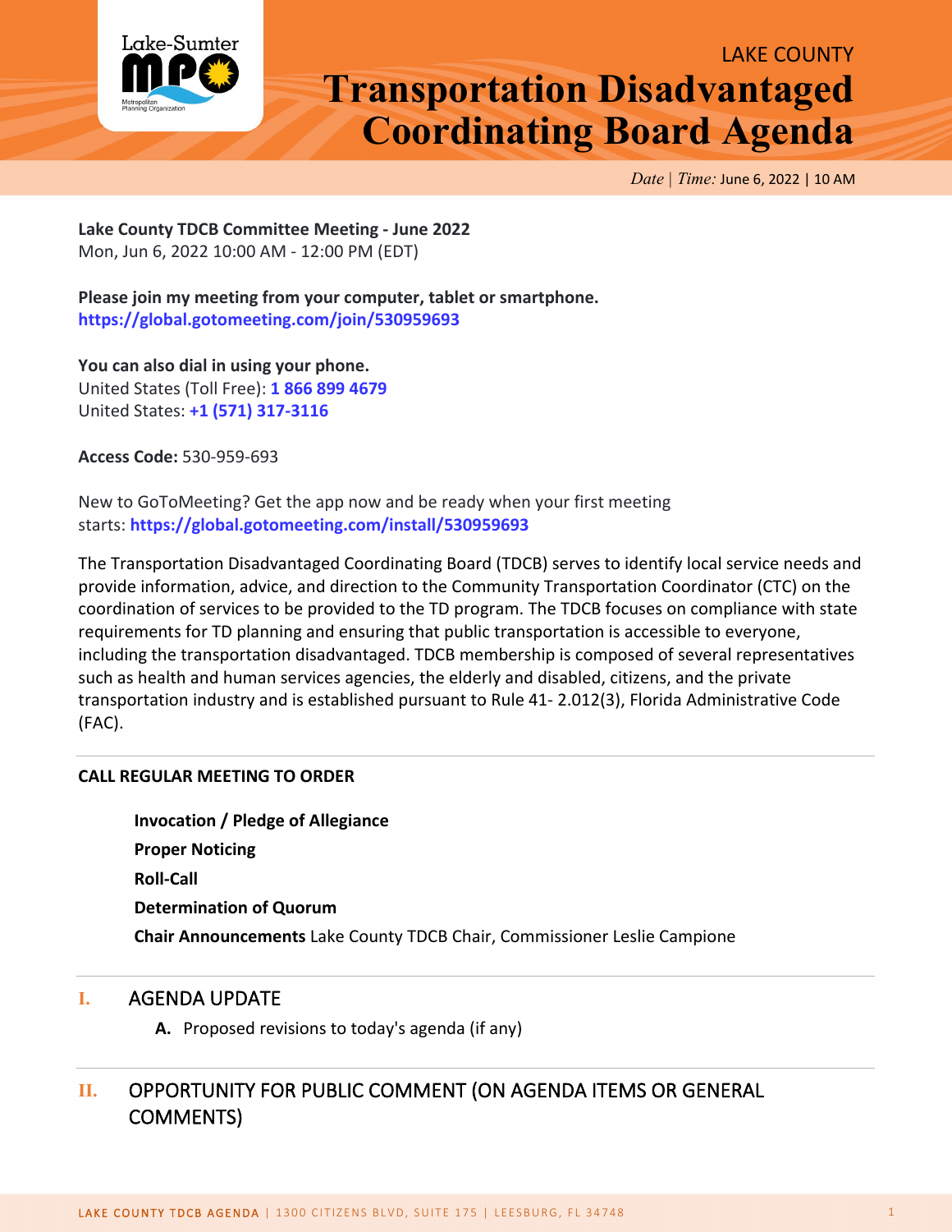LAKE COUNTY

# Transportation Disadvantaged Coordinating Board Agenda

*Date | Time:* June 6, 2022 | 10 AM

**Lake County TDCB Committee Meeting - June 2022**
Mon, Jun 6, 2022 10:00 AM - 12:00 PM (EDT)

**Please join my meeting from your computer, tablet or smartphone.**
**https://global.gotomeeting.com/join/530959693**

**You can also dial in using your phone.**
United States (Toll Free): **1 866 899 4679**
United States: **+1 (571) 317-3116**

**Access Code:** 530-959-693

New to GoToMeeting? Get the app now and be ready when your first meeting starts: **https://global.gotomeeting.com/install/530959693**

The Transportation Disadvantaged Coordinating Board (TDCB) serves to identify local service needs and provide information, advice, and direction to the Community Transportation Coordinator (CTC) on the coordination of services to be provided to the TD program. The TDCB focuses on compliance with state requirements for TD planning and ensuring that public transportation is accessible to everyone, including the transportation disadvantaged. TDCB membership is composed of several representatives such as health and human services agencies, the elderly and disabled, citizens, and the private transportation industry and is established pursuant to Rule 41- 2.012(3), Florida Administrative Code (FAC).

**CALL REGULAR MEETING TO ORDER**

- **Invocation / Pledge of Allegiance**
- **Proper Noticing**
- **Roll-Call**
- **Determination of Quorum**
- **Chair Announcements** Lake County TDCB Chair, Commissioner Leslie Campione

## I. AGENDA UPDATE

**A.** Proposed revisions to today's agenda (if any)

## II. OPPORTUNITY FOR PUBLIC COMMENT (ON AGENDA ITEMS OR GENERAL COMMENTS)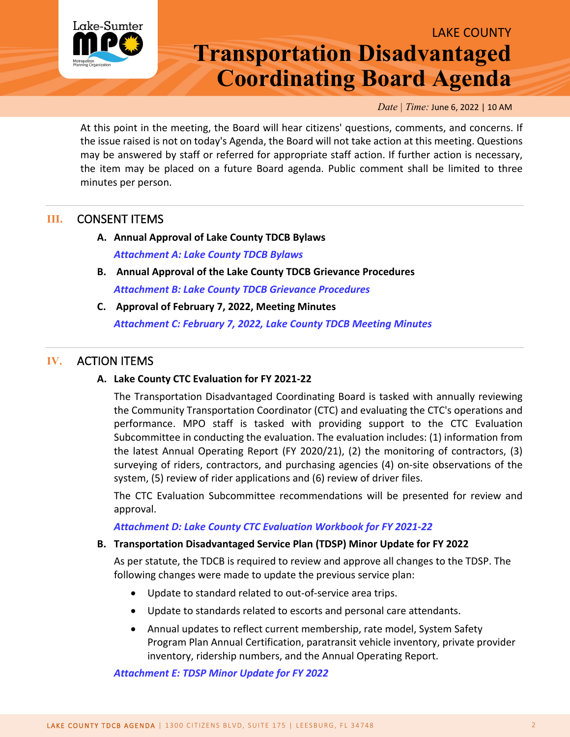At this point in the meeting, the Board will hear citizens' questions, comments, and concerns. If the issue raised is not on today's Agenda, the Board will not take action at this meeting. Questions may be answered by staff or referred for appropriate staff action. If further action is necessary, the item may be placed on a future Board agenda. Public comment shall be limited to three minutes per person.

## III. CONSENT ITEMS

**A. Annual Approval of Lake County TDCB Bylaws**

*Attachment A: Lake County TDCB Bylaws*

**B. Annual Approval of the Lake County TDCB Grievance Procedures**

*Attachment B: Lake County TDCB Grievance Procedures*

**C. Approval of February 7, 2022, Meeting Minutes**

*Attachment C: February 7, 2022, Lake County TDCB Meeting Minutes*

## IV. ACTION ITEMS

**A. Lake County CTC Evaluation for FY 2021-22**

The Transportation Disadvantaged Coordinating Board is tasked with annually reviewing the Community Transportation Coordinator (CTC) and evaluating the CTC's operations and performance. MPO staff is tasked with providing support to the CTC Evaluation Subcommittee in conducting the evaluation. The evaluation includes: (1) information from the latest Annual Operating Report (FY 2020/21), (2) the monitoring of contractors, (3) surveying of riders, contractors, and purchasing agencies (4) on-site observations of the system, (5) review of rider applications and (6) review of driver files.

The CTC Evaluation Subcommittee recommendations will be presented for review and approval.

*Attachment D: Lake County CTC Evaluation Workbook for FY 2021-22*

**B. Transportation Disadvantaged Service Plan (TDSP) Minor Update for FY 2022**

As per statute, the TDCB is required to review and approve all changes to the TDSP. The following changes were made to update the previous service plan:

- Update to standard related to out-of-service area trips.
- Update to standards related to escorts and personal care attendants.
- Annual updates to reflect current membership, rate model, System Safety Program Plan Annual Certification, paratransit vehicle inventory, private provider inventory, ridership numbers, and the Annual Operating Report.

*Attachment E: TDSP Minor Update for FY 2022*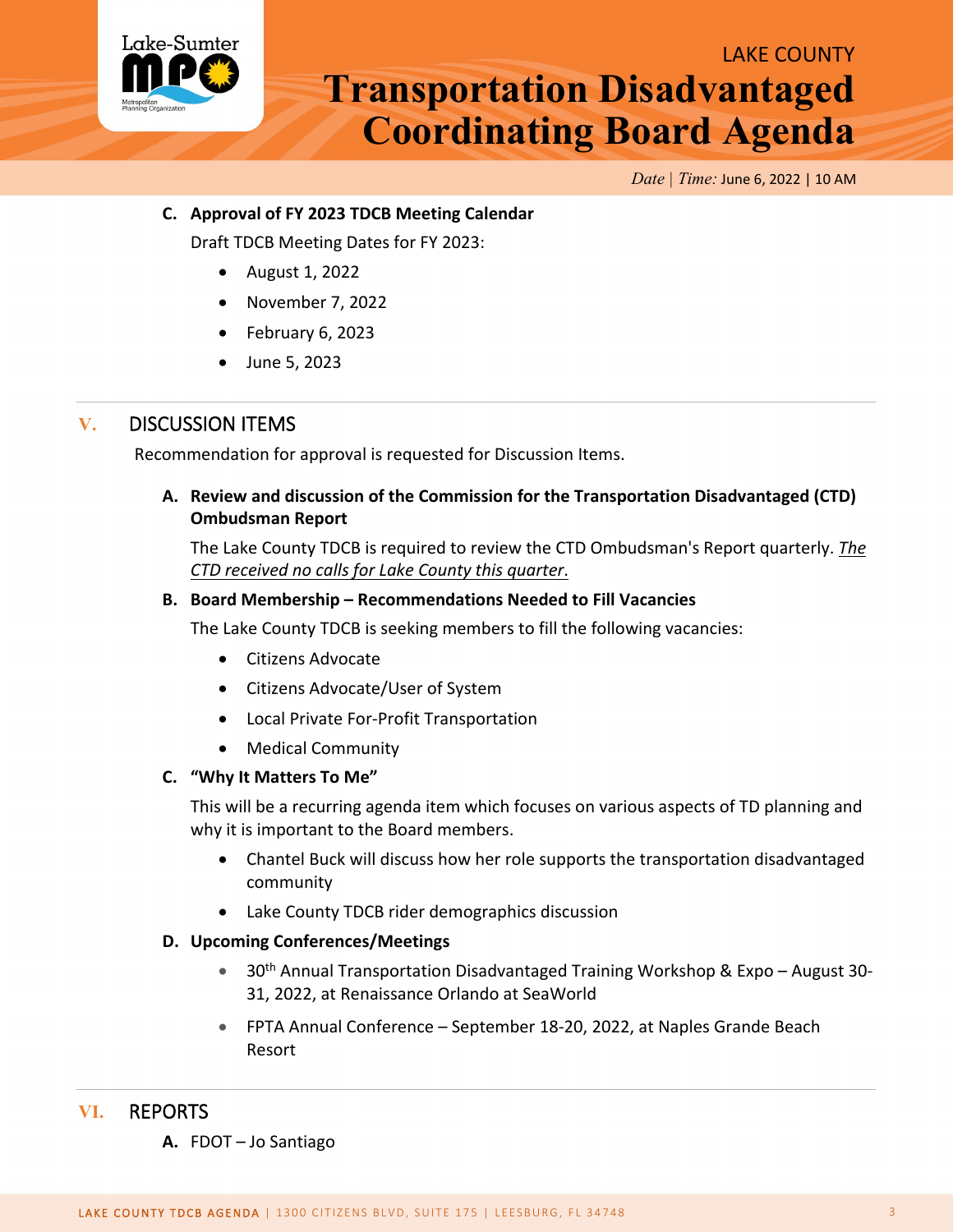**C. Approval of FY 2023 TDCB Meeting Calendar**

Draft TDCB Meeting Dates for FY 2023:

- August 1, 2022
- November 7, 2022
- February 6, 2023
- June 5, 2023

## V. DISCUSSION ITEMS

Recommendation for approval is requested for Discussion Items.

**A. Review and discussion of the Commission for the Transportation Disadvantaged (CTD) Ombudsman Report**

The Lake County TDCB is required to review the CTD Ombudsman's Report quarterly. *The CTD received no calls for Lake County this quarter*.

**B. Board Membership – Recommendations Needed to Fill Vacancies**

The Lake County TDCB is seeking members to fill the following vacancies:

- Citizens Advocate
- Citizens Advocate/User of System
- Local Private For-Profit Transportation
- Medical Community

**C. "Why It Matters To Me"**

This will be a recurring agenda item which focuses on various aspects of TD planning and why it is important to the Board members.

- Chantel Buck will discuss how her role supports the transportation disadvantaged community
- Lake County TDCB rider demographics discussion

**D. Upcoming Conferences/Meetings**

- 30th Annual Transportation Disadvantaged Training Workshop & Expo – August 30-31, 2022, at Renaissance Orlando at SeaWorld
- FPTA Annual Conference – September 18-20, 2022, at Naples Grande Beach Resort

## VI. REPORTS

**A.** FDOT – Jo Santiago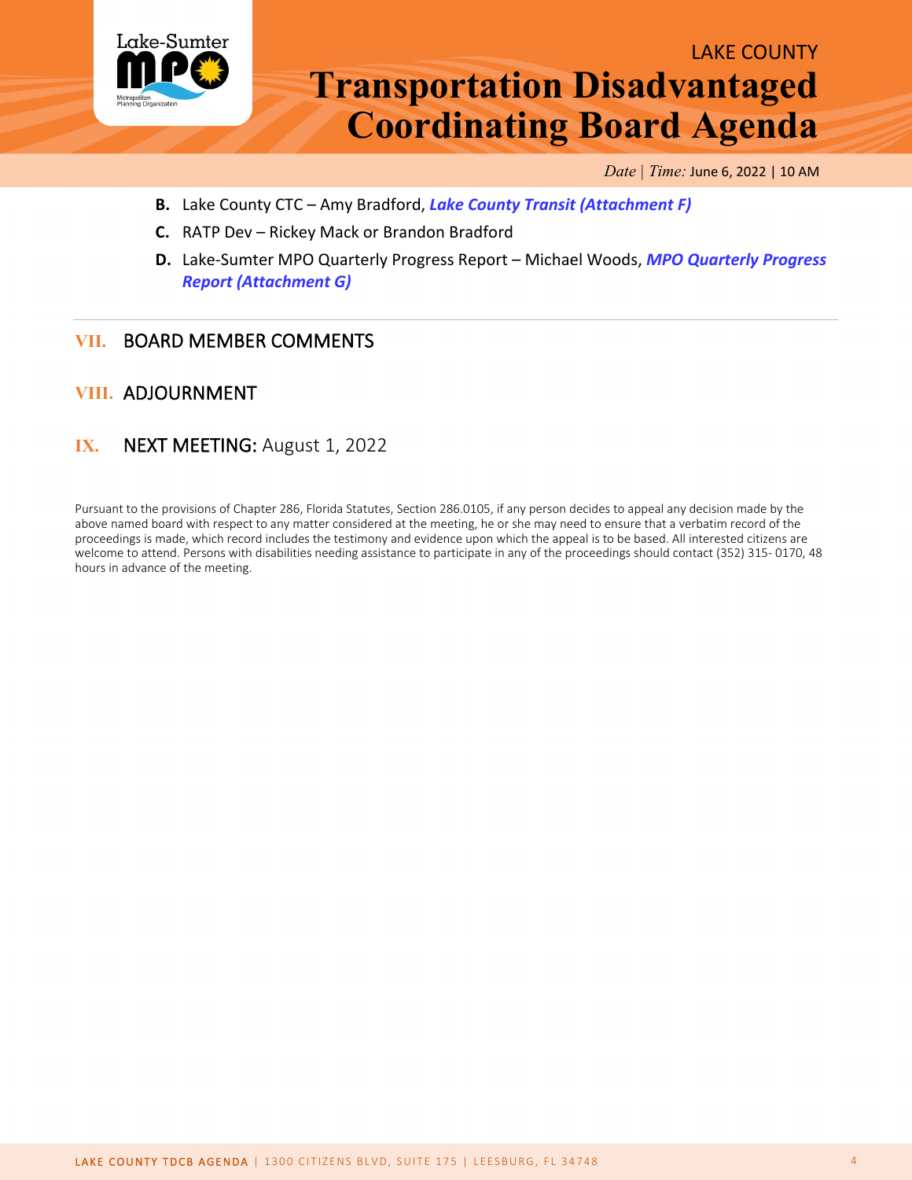B. Lake County CTC – Amy Bradford, ***Lake County Transit (Attachment F)***

C. RATP Dev – Rickey Mack or Brandon Bradford

D. Lake-Sumter MPO Quarterly Progress Report – Michael Woods, ***MPO Quarterly Progress Report (Attachment G)***

## VII. BOARD MEMBER COMMENTS

## VIII. ADJOURNMENT

## IX. NEXT MEETING: August 1, 2022

Pursuant to the provisions of Chapter 286, Florida Statutes, Section 286.0105, if any person decides to appeal any decision made by the above named board with respect to any matter considered at the meeting, he or she may need to ensure that a verbatim record of the proceedings is made, which record includes the testimony and evidence upon which the appeal is to be based. All interested citizens are welcome to attend. Persons with disabilities needing assistance to participate in any of the proceedings should contact (352) 315- 0170, 48 hours in advance of the meeting.